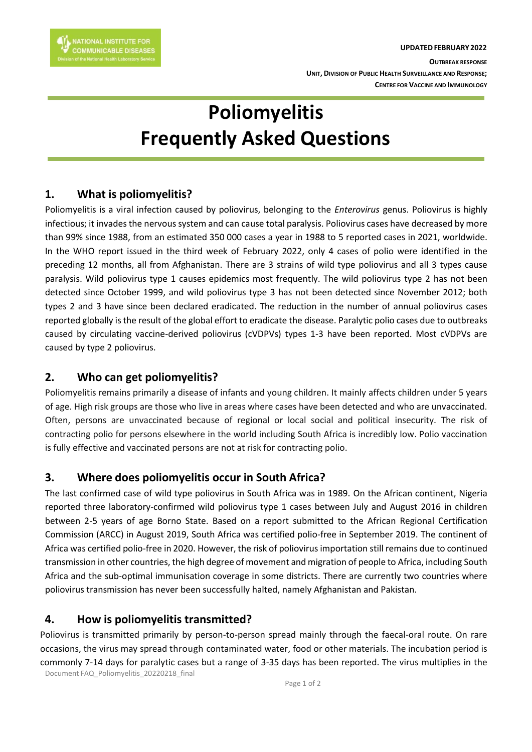UPDATED FEBRUARY 2022

OUTBREAK RESPONSE UNIT, DIVISION OF PUBLIC HEALTH SURVEILLANCE AND RESPONSE; CENTRE FOR VACCINE AND IMMUNOLOGY

# Poliomyelitis
# Frequently Asked Questions

## 1. What is poliomyelitis?

Poliomyelitis is a viral infection caused by poliovirus, belonging to the *Enterovirus* genus. Poliovirus is highly infectious; it invades the nervous system and can cause total paralysis. Poliovirus cases have decreased by more than 99% since 1988, from an estimated 350 000 cases a year in 1988 to 5 reported cases in 2021, worldwide. In the WHO report issued in the third week of February 2022, only 4 cases of polio were identified in the preceding 12 months, all from Afghanistan. There are 3 strains of wild type poliovirus and all 3 types cause paralysis. Wild poliovirus type 1 causes epidemics most frequently. The wild poliovirus type 2 has not been detected since October 1999, and wild poliovirus type 3 has not been detected since November 2012; both types 2 and 3 have since been declared eradicated. The reduction in the number of annual poliovirus cases reported globally is the result of the global effort to eradicate the disease. Paralytic polio cases due to outbreaks caused by circulating vaccine-derived poliovirus (cVDPVs) types 1-3 have been reported. Most cVDPVs are caused by type 2 poliovirus.

## 2. Who can get poliomyelitis?

Poliomyelitis remains primarily a disease of infants and young children. It mainly affects children under 5 years of age. High risk groups are those who live in areas where cases have been detected and who are unvaccinated. Often, persons are unvaccinated because of regional or local social and political insecurity. The risk of contracting polio for persons elsewhere in the world including South Africa is incredibly low. Polio vaccination is fully effective and vaccinated persons are not at risk for contracting polio.

## 3. Where does poliomyelitis occur in South Africa?

The last confirmed case of wild type poliovirus in South Africa was in 1989. On the African continent, Nigeria reported three laboratory-confirmed wild poliovirus type 1 cases between July and August 2016 in children between 2-5 years of age Borno State. Based on a report submitted to the African Regional Certification Commission (ARCC) in August 2019, South Africa was certified polio-free in September 2019. The continent of Africa was certified polio-free in 2020. However, the risk of poliovirus importation still remains due to continued transmission in other countries, the high degree of movement and migration of people to Africa, including South Africa and the sub-optimal immunisation coverage in some districts. There are currently two countries where poliovirus transmission has never been successfully halted, namely Afghanistan and Pakistan.

## 4. How is poliomyelitis transmitted?

Poliovirus is transmitted primarily by person-to-person spread mainly through the faecal-oral route. On rare occasions, the virus may spread through contaminated water, food or other materials. The incubation period is commonly 7-14 days for paralytic cases but a range of 3-35 days has been reported. The virus multiplies in the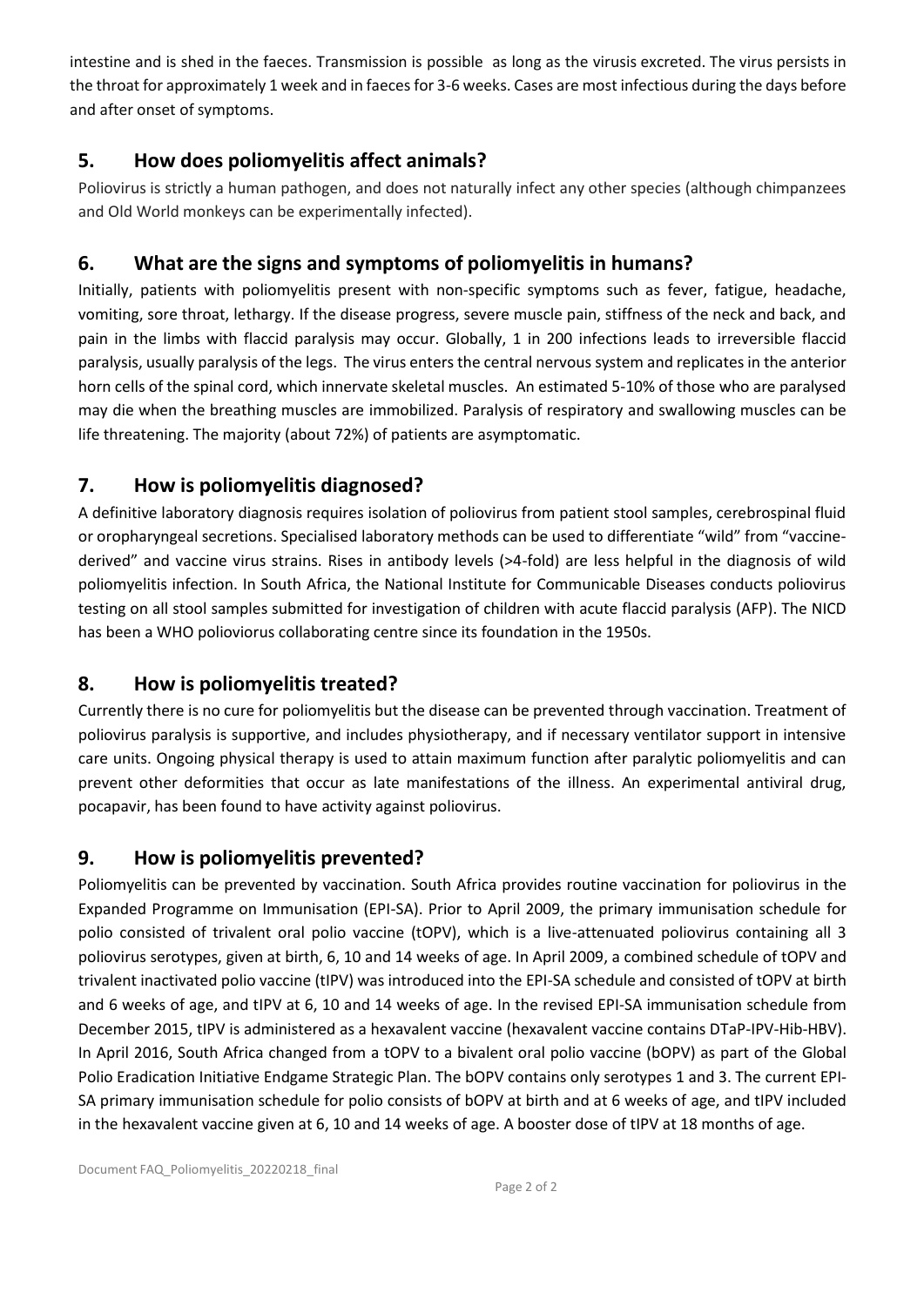intestine and is shed in the faeces. Transmission is possible as long as the virusis excreted. The virus persists in the throat for approximately 1 week and in faeces for 3-6 weeks. Cases are most infectious during the days before and after onset of symptoms.

## 5. How does poliomyelitis affect animals?

Poliovirus is strictly a human pathogen, and does not naturally infect any other species (although chimpanzees and Old World monkeys can be experimentally infected).

## 6. What are the signs and symptoms of poliomyelitis in humans?

Initially, patients with poliomyelitis present with non-specific symptoms such as fever, fatigue, headache, vomiting, sore throat, lethargy. If the disease progress, severe muscle pain, stiffness of the neck and back, and pain in the limbs with flaccid paralysis may occur. Globally, 1 in 200 infections leads to irreversible flaccid paralysis, usually paralysis of the legs. The virus enters the central nervous system and replicates in the anterior horn cells of the spinal cord, which innervate skeletal muscles. An estimated 5-10% of those who are paralysed may die when the breathing muscles are immobilized. Paralysis of respiratory and swallowing muscles can be life threatening. The majority (about 72%) of patients are asymptomatic.

## 7. How is poliomyelitis diagnosed?

A definitive laboratory diagnosis requires isolation of poliovirus from patient stool samples, cerebrospinal fluid or oropharyngeal secretions. Specialised laboratory methods can be used to differentiate "wild" from "vaccine-derived" and vaccine virus strains. Rises in antibody levels (>4-fold) are less helpful in the diagnosis of wild poliomyelitis infection. In South Africa, the National Institute for Communicable Diseases conducts poliovirus testing on all stool samples submitted for investigation of children with acute flaccid paralysis (AFP). The NICD has been a WHO polioviorus collaborating centre since its foundation in the 1950s.

## 8. How is poliomyelitis treated?

Currently there is no cure for poliomyelitis but the disease can be prevented through vaccination. Treatment of poliovirus paralysis is supportive, and includes physiotherapy, and if necessary ventilator support in intensive care units. Ongoing physical therapy is used to attain maximum function after paralytic poliomyelitis and can prevent other deformities that occur as late manifestations of the illness. An experimental antiviral drug, pocapavir, has been found to have activity against poliovirus.

## 9. How is poliomyelitis prevented?

Poliomyelitis can be prevented by vaccination. South Africa provides routine vaccination for poliovirus in the Expanded Programme on Immunisation (EPI-SA). Prior to April 2009, the primary immunisation schedule for polio consisted of trivalent oral polio vaccine (tOPV), which is a live-attenuated poliovirus containing all 3 poliovirus serotypes, given at birth, 6, 10 and 14 weeks of age. In April 2009, a combined schedule of tOPV and trivalent inactivated polio vaccine (tIPV) was introduced into the EPI-SA schedule and consisted of tOPV at birth and 6 weeks of age, and tIPV at 6, 10 and 14 weeks of age. In the revised EPI-SA immunisation schedule from December 2015, tIPV is administered as a hexavalent vaccine (hexavalent vaccine contains DTaP-IPV-Hib-HBV). In April 2016, South Africa changed from a tOPV to a bivalent oral polio vaccine (bOPV) as part of the Global Polio Eradication Initiative Endgame Strategic Plan. The bOPV contains only serotypes 1 and 3. The current EPI-SA primary immunisation schedule for polio consists of bOPV at birth and at 6 weeks of age, and tIPV included in the hexavalent vaccine given at 6, 10 and 14 weeks of age. A booster dose of tIPV at 18 months of age.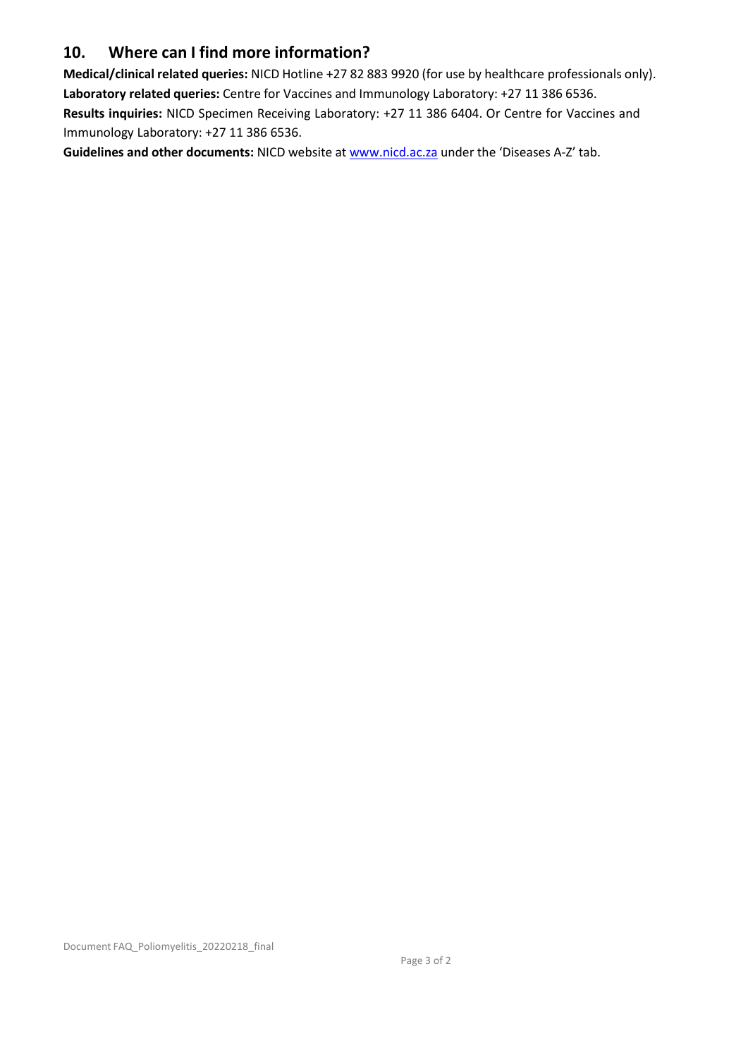## 10. Where can I find more information?

**Medical/clinical related queries:** NICD Hotline +27 82 883 9920 (for use by healthcare professionals only).

**Laboratory related queries:** Centre for Vaccines and Immunology Laboratory: +27 11 386 6536.

**Results inquiries:** NICD Specimen Receiving Laboratory: +27 11 386 6404. Or Centre for Vaccines and Immunology Laboratory: +27 11 386 6536.

**Guidelines and other documents:** NICD website at www.nicd.ac.za under the 'Diseases A-Z' tab.